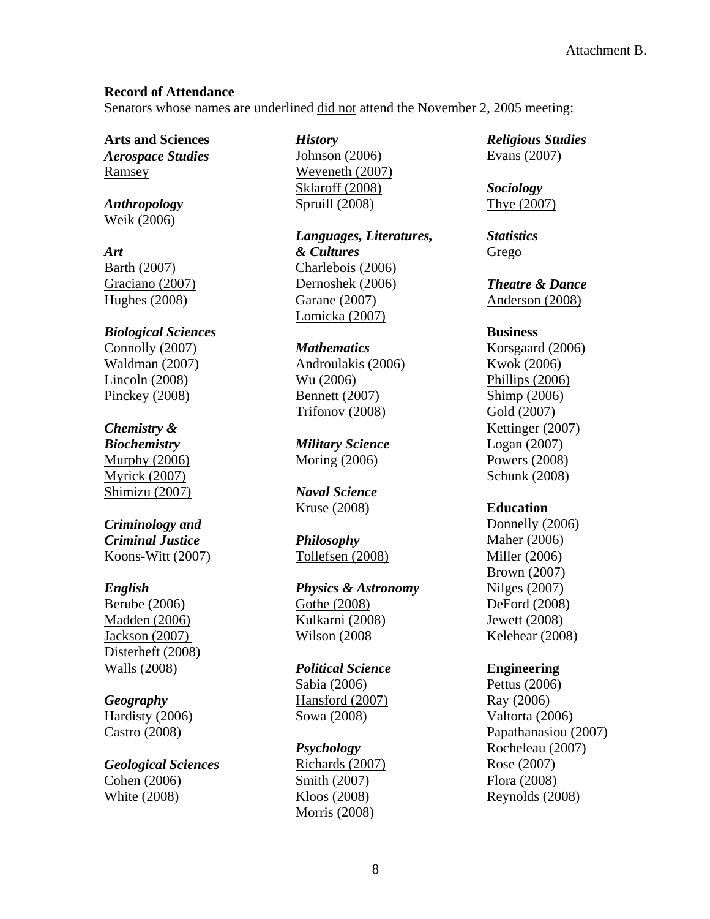Attachment B.

**Record of Attendance**

Senators whose names are underlined <u>did not</u> attend the November 2, 2005 meeting:

**Arts and Sciences**

***Aerospace Studies***
<u>Ramsey</u>

***Anthropology***
Weik (2006)

***Art***
<u>Barth (2007)</u>
<u>Graciano (2007)</u>
Hughes (2008)

***Biological Sciences***
Connolly (2007)
Waldman (2007)
Lincoln (2008)
Pinckey (2008)

***Chemistry & Biochemistry***
<u>Murphy (2006)</u>
<u>Myrick (2007)</u>
<u>Shimizu (2007)</u>

***Criminology and Criminal Justice***
Koons-Witt (2007)

***English***
Berube (2006)
<u>Madden (2006)</u>
<u>Jackson (2007)</u>
Disterheft (2008)
<u>Walls (2008)</u>

***Geography***
Hardisty (2006)
Castro (2008)

***Geological Sciences***
Cohen (2006)
White (2008)

***History***
<u>Johnson (2006)</u>
<u>Weyeneth (2007)</u>
<u>Sklaroff (2008)</u>
Spruill (2008)

***Languages, Literatures, & Cultures***
Charlebois (2006)
Dernoshek (2006)
Garane (2007)
<u>Lomicka (2007)</u>

***Mathematics***
Androulakis (2006)
Wu (2006)
Bennett (2007)
Trifonov (2008)

***Military Science***
Moring (2006)

***Naval Science***
Kruse (2008)

***Philosophy***
<u>Tollefsen (2008)</u>

***Physics & Astronomy***
<u>Gothe (2008)</u>
Kulkarni (2008)
Wilson (2008

***Political Science***
Sabia (2006)
<u>Hansford (2007)</u>
Sowa (2008)

***Psychology***
<u>Richards (2007)</u>
<u>Smith (2007)</u>
Kloos (2008)
Morris (2008)

***Religious Studies***
Evans (2007)

***Sociology***
<u>Thye (2007)</u>

***Statistics***
Grego

***Theatre & Dance***
<u>Anderson (2008)</u>

**Business**
Korsgaard (2006)
Kwok (2006)
<u>Phillips (2006)</u>
Shimp (2006)
Gold (2007)
Kettinger (2007)
Logan (2007)
Powers (2008)
Schunk (2008)

**Education**
Donnelly (2006)
Maher (2006)
Miller (2006)
Brown (2007)
Nilges (2007)
DeFord (2008)
Jewett (2008)
Kelehear (2008)

**Engineering**
Pettus (2006)
Ray (2006)
Valtorta (2006)
Papathanasiou (2007)
Rocheleau (2007)
Rose (2007)
Flora (2008)
Reynolds (2008)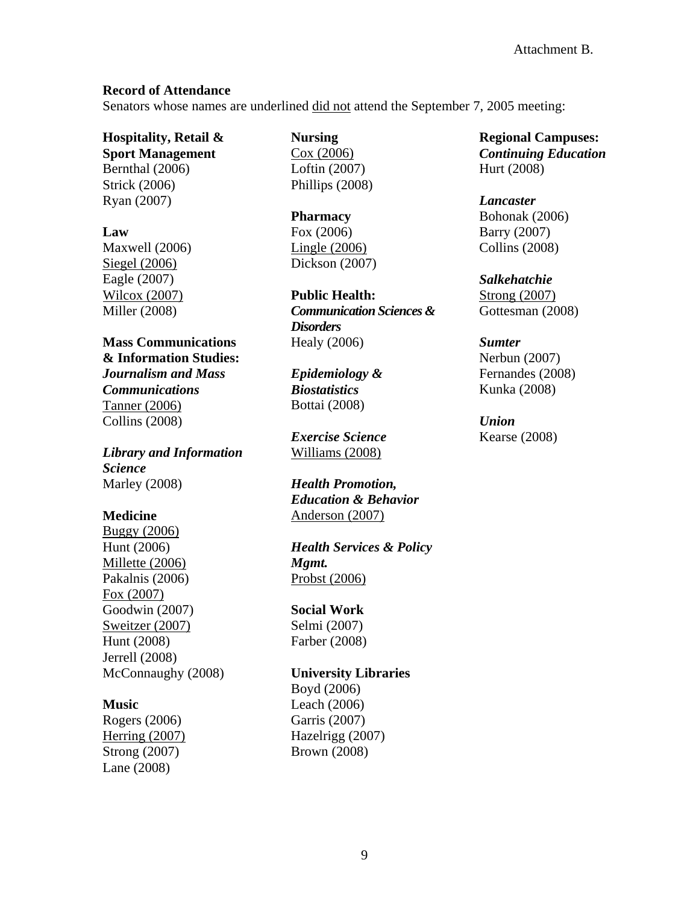Attachment B.

**Record of Attendance**

Senators whose names are underlined <u>did not</u> attend the September 7, 2005 meeting:

**Hospitality, Retail & Sport Management**
Bernthal (2006)
Strick (2006)
Ryan (2007)

**Law**
Maxwell (2006)
<u>Siegel (2006)</u>
Eagle (2007)
<u>Wilcox (2007)</u>
Miller (2008)

**Mass Communications & Information Studies:**
***Journalism and Mass Communications***
<u>Tanner (2006)</u>
Collins (2008)

***Library and Information Science***
Marley (2008)

**Medicine**
<u>Buggy (2006)</u>
Hunt (2006)
<u>Millette (2006)</u>
Pakalnis (2006)
<u>Fox (2007)</u>
Goodwin (2007)
<u>Sweitzer (2007)</u>
Hunt (2008)
Jerrell (2008)
McConnaughy (2008)

**Music**
Rogers (2006)
<u>Herring (2007)</u>
Strong (2007)
Lane (2008)

**Nursing**
<u>Cox (2006)</u>
Loftin (2007)
Phillips (2008)

**Pharmacy**
Fox (2006)
<u>Lingle (2006)</u>
Dickson (2007)

**Public Health:**
***Communication Sciences & Disorders***
Healy (2006)

***Epidemiology & Biostatistics***
Bottai (2008)

***Exercise Science***
<u>Williams (2008)</u>

***Health Promotion, Education & Behavior***
<u>Anderson (2007)</u>

***Health Services & Policy Mgmt.***
<u>Probst (2006)</u>

**Social Work**
Selmi (2007)
Farber (2008)

**University Libraries**
Boyd (2006)
Leach (2006)
Garris (2007)
Hazelrigg (2007)
Brown (2008)

**Regional Campuses:**
***Continuing Education***
Hurt (2008)

***Lancaster***
Bohonak (2006)
Barry (2007)
Collins (2008)

***Salkehatchie***
<u>Strong (2007)</u>
Gottesman (2008)

***Sumter***
Nerbun (2007)
Fernandes (2008)
Kunka (2008)

***Union***
Kearse (2008)